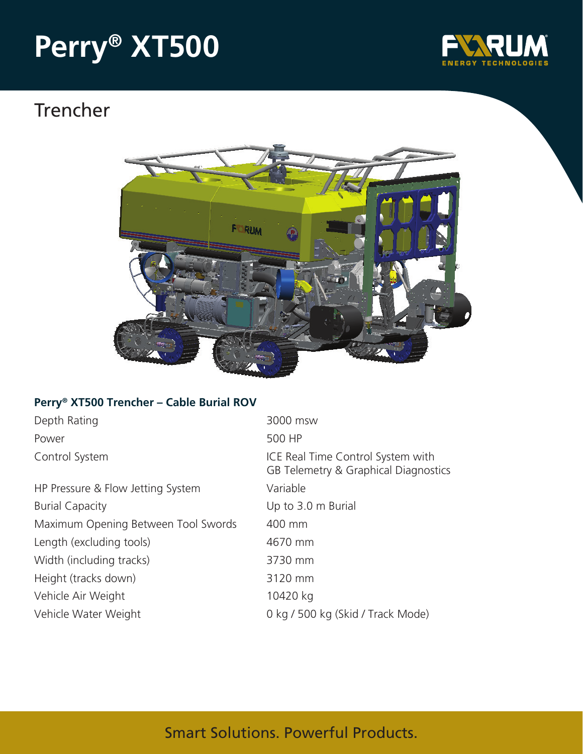# Perry® XT500

## Trencher

### Perry® XT500 Trencher – Cable Burial ROV

| | |
|---|---|
| Depth Rating | 3000 msw |
| Power | 500 HP |
| Control System | ICE Real Time Control System with GB Telemetry & Graphical Diagnostics |
| HP Pressure & Flow Jetting System | Variable |
| Burial Capacity | Up to 3.0 m Burial |
| Maximum Opening Between Tool Swords | 400 mm |
| Length (excluding tools) | 4670 mm |
| Width (including tracks) | 3730 mm |
| Height (tracks down) | 3120 mm |
| Vehicle Air Weight | 10420 kg |
| Vehicle Water Weight | 0 kg / 500 kg (Skid / Track Mode) |

Smart Solutions. Powerful Products.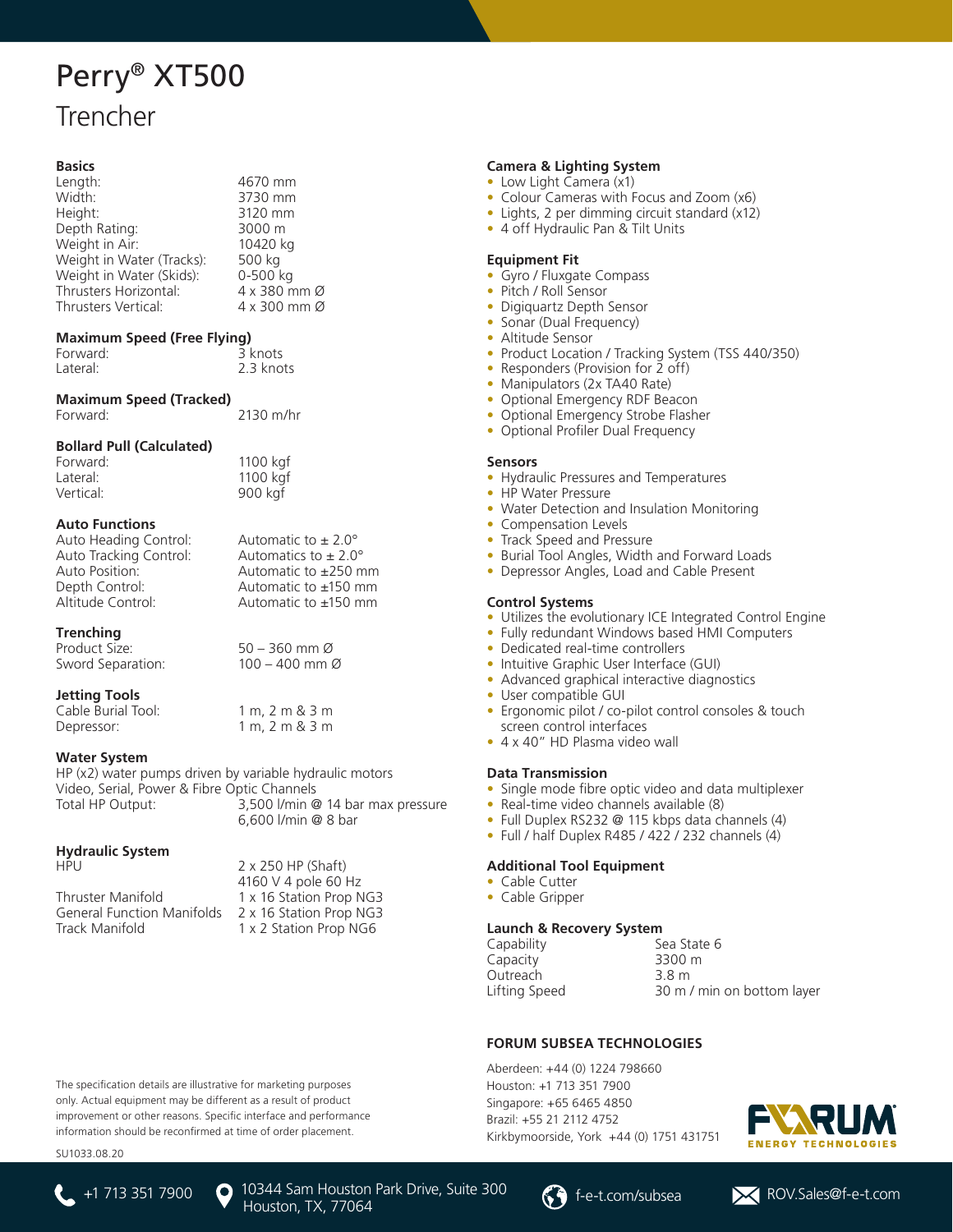# Perry® XT500

## Trencher

### Basics

| | |
|---|---|
| Length: | 4670 mm |
| Width: | 3730 mm |
| Height: | 3120 mm |
| Depth Rating: | 3000 m |
| Weight in Air: | 10420 kg |
| Weight in Water (Tracks): | 500 kg |
| Weight in Water (Skids): | 0-500 kg |
| Thrusters Horizontal: | 4 x 380 mm Ø |
| Thrusters Vertical: | 4 x 300 mm Ø |

### Maximum Speed (Free Flying)

| | |
|---|---|
| Forward: | 3 knots |
| Lateral: | 2.3 knots |

### Maximum Speed (Tracked)

| | |
|---|---|
| Forward: | 2130 m/hr |

### Bollard Pull (Calculated)

| | |
|---|---|
| Forward: | 1100 kgf |
| Lateral: | 1100 kgf |
| Vertical: | 900 kgf |

### Auto Functions

| | |
|---|---|
| Auto Heading Control: | Automatic to ± 2.0° |
| Auto Tracking Control: | Automatics to ± 2.0° |
| Auto Position: | Automatic to ±250 mm |
| Depth Control: | Automatic to ±150 mm |
| Altitude Control: | Automatic to ±150 mm |

### Trenching

| | |
|---|---|
| Product Size: | 50 – 360 mm Ø |
| Sword Separation: | 100 – 400 mm Ø |

### Jetting Tools

| | |
|---|---|
| Cable Burial Tool: | 1 m, 2 m & 3 m |
| Depressor: | 1 m, 2 m & 3 m |

### Water System

HP (x2) water pumps driven by variable hydraulic motors
Video, Serial, Power & Fibre Optic Channels

| | |
|---|---|
| Total HP Output: | 3,500 l/min @ 14 bar max pressure |
| | 6,600 l/min @ 8 bar |

### Hydraulic System

| | |
|---|---|
| HPU | 2 x 250 HP (Shaft) |
| | 4160 V 4 pole 60 Hz |
| Thruster Manifold | 1 x 16 Station Prop NG3 |
| General Function Manifolds | 2 x 16 Station Prop NG3 |
| Track Manifold | 1 x 2 Station Prop NG6 |

### Camera & Lighting System

- Low Light Camera (x1)
- Colour Cameras with Focus and Zoom (x6)
- Lights, 2 per dimming circuit standard (x12)
- 4 off Hydraulic Pan & Tilt Units

### Equipment Fit

- Gyro / Fluxgate Compass
- Pitch / Roll Sensor
- Digiquartz Depth Sensor
- Sonar (Dual Frequency)
- Altitude Sensor
- Product Location / Tracking System (TSS 440/350)
- Responders (Provision for 2 off)
- Manipulators (2x TA40 Rate)
- Optional Emergency RDF Beacon
- Optional Emergency Strobe Flasher
- Optional Profiler Dual Frequency

### Sensors

- Hydraulic Pressures and Temperatures
- HP Water Pressure
- Water Detection and Insulation Monitoring
- Compensation Levels
- Track Speed and Pressure
- Burial Tool Angles, Width and Forward Loads
- Depressor Angles, Load and Cable Present

### Control Systems

- Utilizes the evolutionary ICE Integrated Control Engine
- Fully redundant Windows based HMI Computers
- Dedicated real-time controllers
- Intuitive Graphic User Interface (GUI)
- Advanced graphical interactive diagnostics
- User compatible GUI
- Ergonomic pilot / co-pilot control consoles & touch screen control interfaces
- 4 x 40" HD Plasma video wall

### Data Transmission

- Single mode fibre optic video and data multiplexer
- Real-time video channels available (8)
- Full Duplex RS232 @ 115 kbps data channels (4)
- Full / half Duplex R485 / 422 / 232 channels (4)

### Additional Tool Equipment

- Cable Cutter
- Cable Gripper

### Launch & Recovery System

| | |
|---|---|
| Capability | Sea State 6 |
| Capacity | 3300 m |
| Outreach | 3.8 m |
| Lifting Speed | 30 m / min on bottom layer |

### FORUM SUBSEA TECHNOLOGIES

Aberdeen: +44 (0) 1224 798660
Houston: +1 713 351 7900
Singapore: +65 6465 4850
Brazil: +55 21 2112 4752
Kirkbymoorside, York +44 (0) 1751 431751

FORUM ENERGY TECHNOLOGIES

The specification details are illustrative for marketing purposes only. Actual equipment may be different as a result of product improvement or other reasons. Specific interface and performance information should be reconfirmed at time of order placement.

SU1033.08.20

+1 713 351 7900 | 10344 Sam Houston Park Drive, Suite 300 Houston, TX, 77064 | f-e-t.com/subsea | ROV.Sales@f-e-t.com